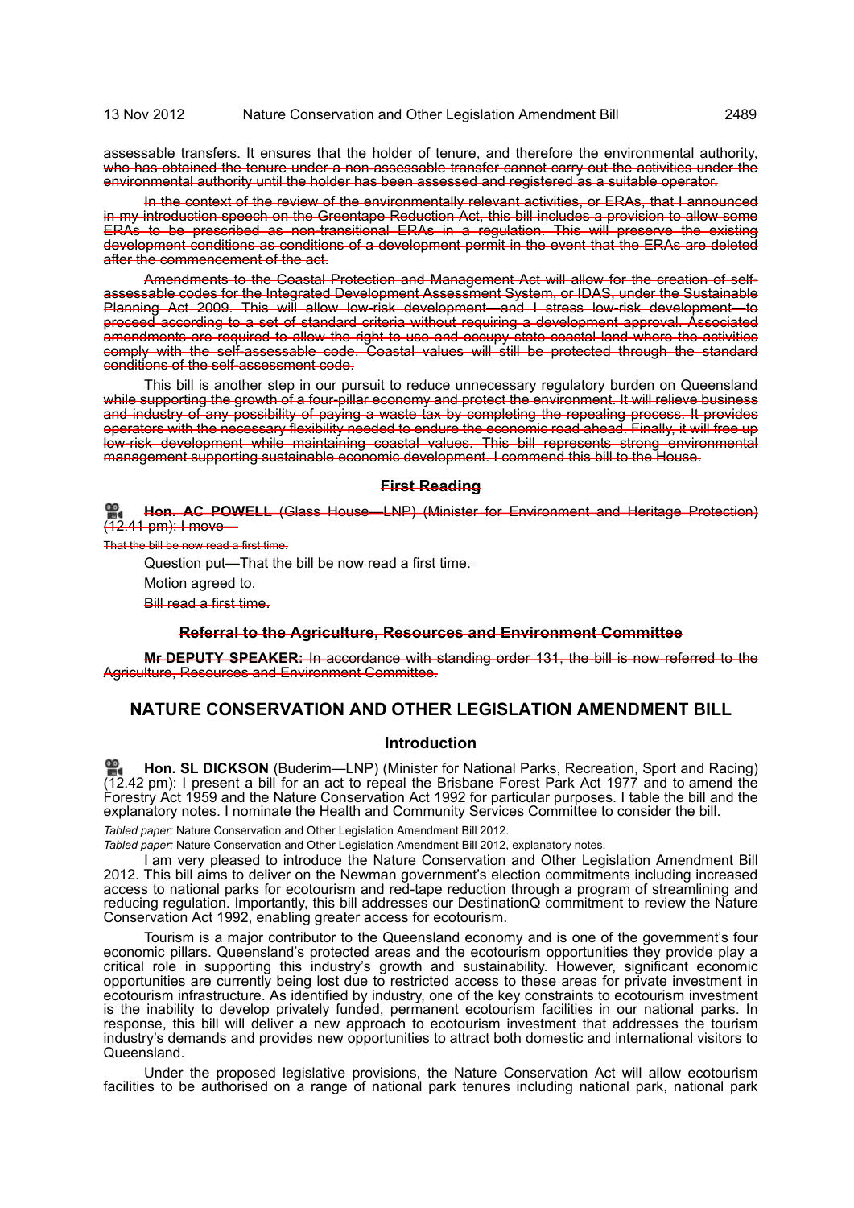assessable transfers. It ensures that the holder of tenure, and therefore the environmental authority, ~~who has obtained the tenure under a non-assessable transfer cannot carry out the activities under the environmental authority until the holder has been assessed and registered as a suitable operator.~~

~~In the context of the review of the environmentally relevant activities, or ERAs, that I announced in my introduction speech on the Greentape Reduction Act, this bill includes a provision to allow some ERAs to be prescribed as non-transitional ERAs in a regulation. This will preserve the existing development conditions as conditions of a development permit in the event that the ERAs are deleted after the commencement of the act.~~

~~Amendments to the Coastal Protection and Management Act will allow for the creation of self-assessable codes for the Integrated Development Assessment System, or IDAS, under the Sustainable Planning Act 2009. This will allow low-risk development—and I stress low-risk development—to proceed according to a set of standard criteria without requiring a development approval. Associated amendments are required to allow the right to use and occupy state coastal land where the activities comply with the self-assessable code. Coastal values will still be protected through the standard conditions of the self-assessment code.~~

~~This bill is another step in our pursuit to reduce unnecessary regulatory burden on Queensland while supporting the growth of a four-pillar economy and protect the environment. It will relieve business and industry of any possibility of paying a waste tax by completing the repealing process. It provides operators with the necessary flexibility needed to endure the economic road ahead. Finally, it will free up low-risk development while maintaining coastal values. This bill represents strong environmental management supporting sustainable economic development. I commend this bill to the House.~~

### ~~First Reading~~

~~**Hon. AC POWELL** (Glass House—LNP) (Minister for Environment and Heritage Protection) (12.41 pm): I move—~~

~~That the bill be now read a first time.~~

~~Question put—That the bill be now read a first time.~~

~~Motion agreed to.~~

~~Bill read a first time.~~

### ~~Referral to the Agriculture, Resources and Environment Committee~~

~~**Mr DEPUTY SPEAKER:** In accordance with standing order 131, the bill is now referred to the Agriculture, Resources and Environment Committee.~~

## NATURE CONSERVATION AND OTHER LEGISLATION AMENDMENT BILL

### Introduction

**Hon. SL DICKSON** (Buderim—LNP) (Minister for National Parks, Recreation, Sport and Racing) (12.42 pm): I present a bill for an act to repeal the Brisbane Forest Park Act 1977 and to amend the Forestry Act 1959 and the Nature Conservation Act 1992 for particular purposes. I table the bill and the explanatory notes. I nominate the Health and Community Services Committee to consider the bill.

*Tabled paper:* Nature Conservation and Other Legislation Amendment Bill 2012.

*Tabled paper:* Nature Conservation and Other Legislation Amendment Bill 2012, explanatory notes.

I am very pleased to introduce the Nature Conservation and Other Legislation Amendment Bill 2012. This bill aims to deliver on the Newman government's election commitments including increased access to national parks for ecotourism and red-tape reduction through a program of streamlining and reducing regulation. Importantly, this bill addresses our DestinationQ commitment to review the Nature Conservation Act 1992, enabling greater access for ecotourism.

Tourism is a major contributor to the Queensland economy and is one of the government's four economic pillars. Queensland's protected areas and the ecotourism opportunities they provide play a critical role in supporting this industry's growth and sustainability. However, significant economic opportunities are currently being lost due to restricted access to these areas for private investment in ecotourism infrastructure. As identified by industry, one of the key constraints to ecotourism investment is the inability to develop privately funded, permanent ecotourism facilities in our national parks. In response, this bill will deliver a new approach to ecotourism investment that addresses the tourism industry's demands and provides new opportunities to attract both domestic and international visitors to Queensland.

Under the proposed legislative provisions, the Nature Conservation Act will allow ecotourism facilities to be authorised on a range of national park tenures including national park, national park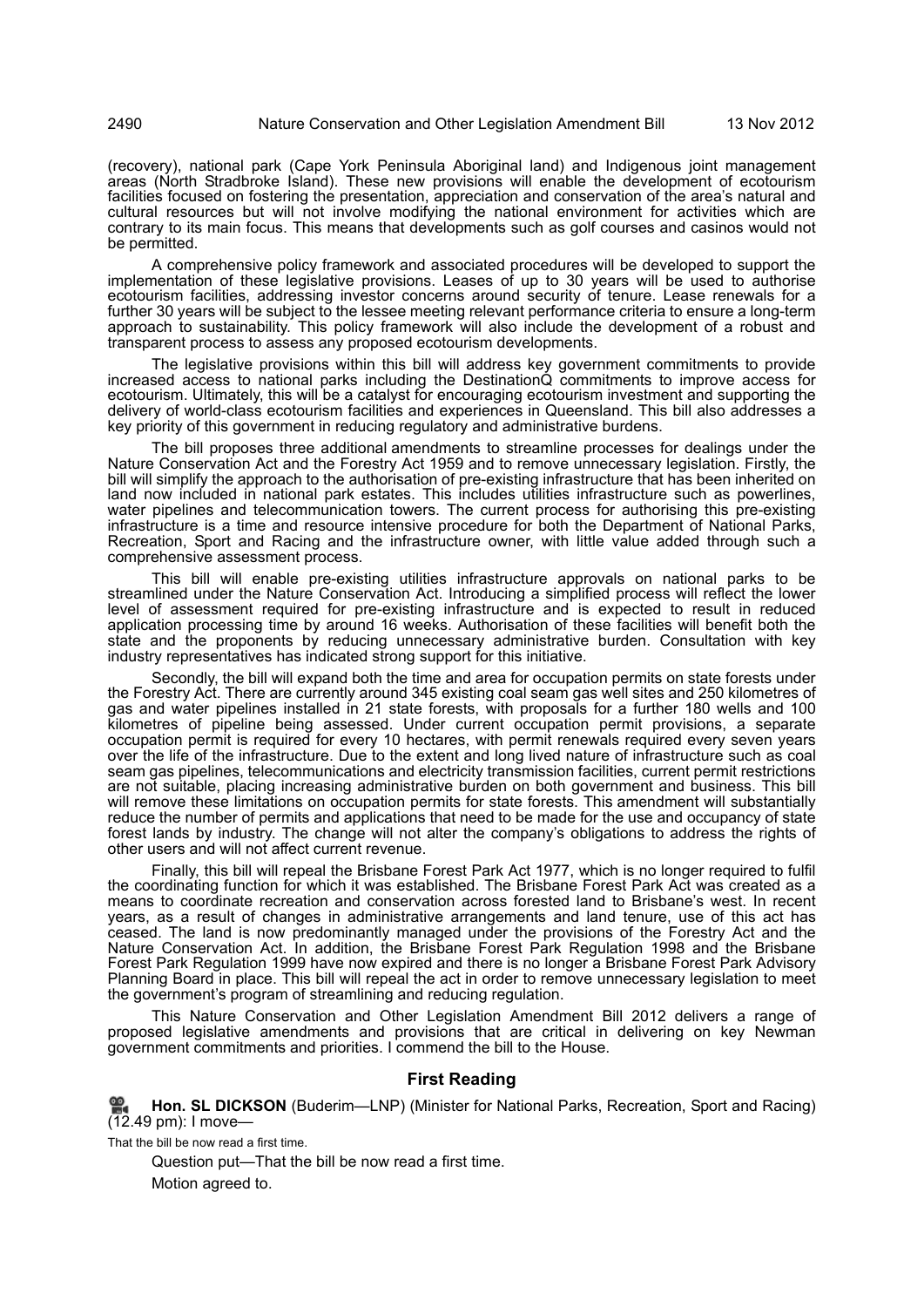(recovery), national park (Cape York Peninsula Aboriginal land) and Indigenous joint management areas (North Stradbroke Island). These new provisions will enable the development of ecotourism facilities focused on fostering the presentation, appreciation and conservation of the area's natural and cultural resources but will not involve modifying the national environment for activities which are contrary to its main focus. This means that developments such as golf courses and casinos would not be permitted.

A comprehensive policy framework and associated procedures will be developed to support the implementation of these legislative provisions. Leases of up to 30 years will be used to authorise ecotourism facilities, addressing investor concerns around security of tenure. Lease renewals for a further 30 years will be subject to the lessee meeting relevant performance criteria to ensure a long-term approach to sustainability. This policy framework will also include the development of a robust and transparent process to assess any proposed ecotourism developments.

The legislative provisions within this bill will address key government commitments to provide increased access to national parks including the DestinationQ commitments to improve access for ecotourism. Ultimately, this will be a catalyst for encouraging ecotourism investment and supporting the delivery of world-class ecotourism facilities and experiences in Queensland. This bill also addresses a key priority of this government in reducing regulatory and administrative burdens.

The bill proposes three additional amendments to streamline processes for dealings under the Nature Conservation Act and the Forestry Act 1959 and to remove unnecessary legislation. Firstly, the bill will simplify the approach to the authorisation of pre-existing infrastructure that has been inherited on land now included in national park estates. This includes utilities infrastructure such as powerlines, water pipelines and telecommunication towers. The current process for authorising this pre-existing infrastructure is a time and resource intensive procedure for both the Department of National Parks, Recreation, Sport and Racing and the infrastructure owner, with little value added through such a comprehensive assessment process.

This bill will enable pre-existing utilities infrastructure approvals on national parks to be streamlined under the Nature Conservation Act. Introducing a simplified process will reflect the lower level of assessment required for pre-existing infrastructure and is expected to result in reduced application processing time by around 16 weeks. Authorisation of these facilities will benefit both the state and the proponents by reducing unnecessary administrative burden. Consultation with key industry representatives has indicated strong support for this initiative.

Secondly, the bill will expand both the time and area for occupation permits on state forests under the Forestry Act. There are currently around 345 existing coal seam gas well sites and 250 kilometres of gas and water pipelines installed in 21 state forests, with proposals for a further 180 wells and 100 kilometres of pipeline being assessed. Under current occupation permit provisions, a separate occupation permit is required for every 10 hectares, with permit renewals required every seven years over the life of the infrastructure. Due to the extent and long lived nature of infrastructure such as coal seam gas pipelines, telecommunications and electricity transmission facilities, current permit restrictions are not suitable, placing increasing administrative burden on both government and business. This bill will remove these limitations on occupation permits for state forests. This amendment will substantially reduce the number of permits and applications that need to be made for the use and occupancy of state forest lands by industry. The change will not alter the company's obligations to address the rights of other users and will not affect current revenue.

Finally, this bill will repeal the Brisbane Forest Park Act 1977, which is no longer required to fulfil the coordinating function for which it was established. The Brisbane Forest Park Act was created as a means to coordinate recreation and conservation across forested land to Brisbane's west. In recent years, as a result of changes in administrative arrangements and land tenure, use of this act has ceased. The land is now predominantly managed under the provisions of the Forestry Act and the Nature Conservation Act. In addition, the Brisbane Forest Park Regulation 1998 and the Brisbane Forest Park Regulation 1999 have now expired and there is no longer a Brisbane Forest Park Advisory Planning Board in place. This bill will repeal the act in order to remove unnecessary legislation to meet the government's program of streamlining and reducing regulation.

This Nature Conservation and Other Legislation Amendment Bill 2012 delivers a range of proposed legislative amendments and provisions that are critical in delivering on key Newman government commitments and priorities. I commend the bill to the House.

## First Reading

**Hon. SL DICKSON** (Buderim—LNP) (Minister for National Parks, Recreation, Sport and Racing) (12.49 pm): I move—

That the bill be now read a first time.

Question put—That the bill be now read a first time.

Motion agreed to.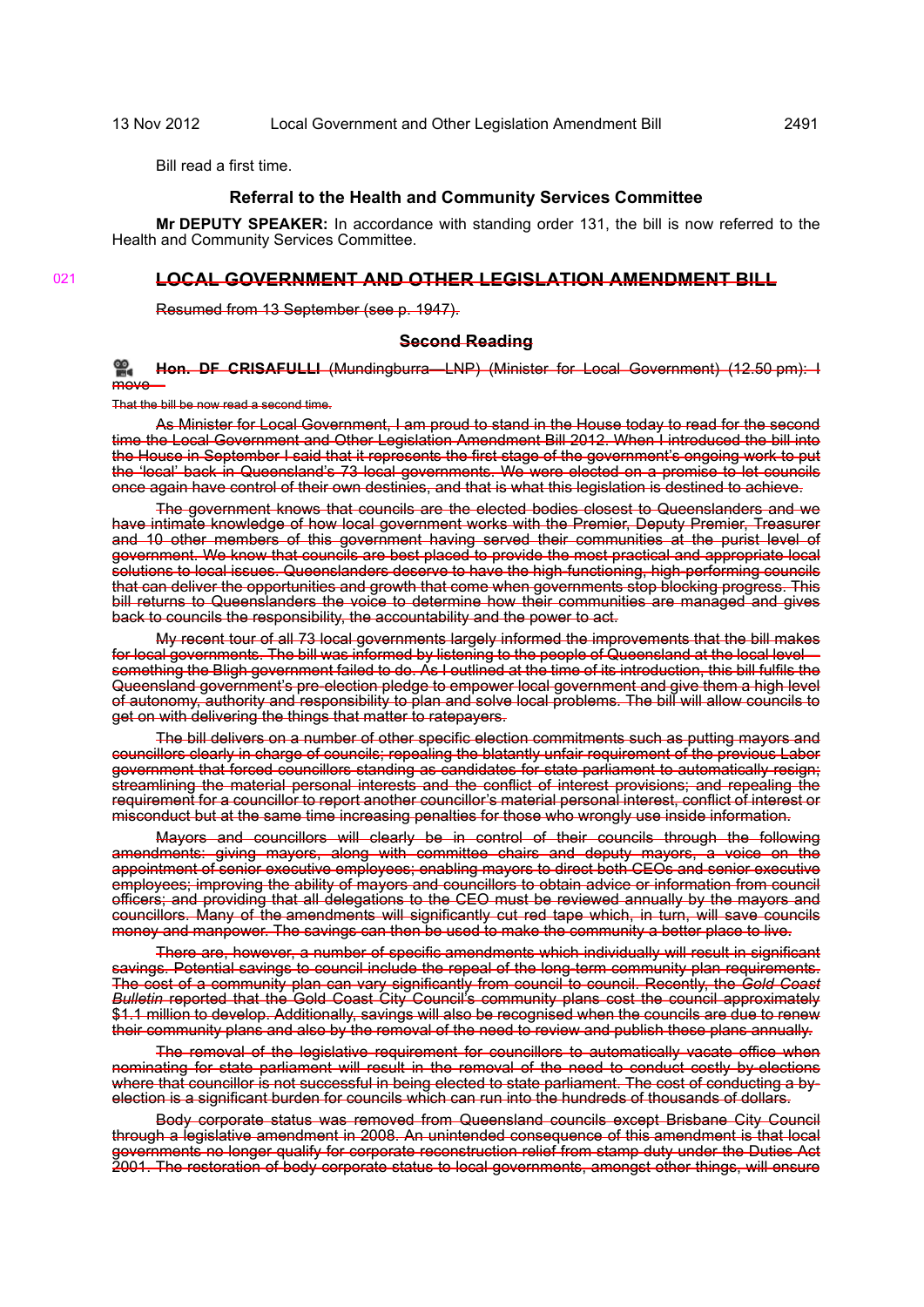Bill read a first time.

### Referral to the Health and Community Services Committee

**Mr DEPUTY SPEAKER:** In accordance with standing order 131, the bill is now referred to the Health and Community Services Committee.

## ~~LOCAL GOVERNMENT AND OTHER LEGISLATION AMENDMENT BILL~~

~~Resumed from 13 September (see p. 1947).~~

### ~~Second Reading~~

~~**Hon. DF CRISAFULLI** (Mundingburra—LNP) (Minister for Local Government) (12.50 pm): I move—~~

~~That the bill be now read a second time.~~

~~As Minister for Local Government, I am proud to stand in the House today to read for the second time the Local Government and Other Legislation Amendment Bill 2012. When I introduced the bill into the House in September I said that it represents the first stage of the government's ongoing work to put the 'local' back in Queensland's 73 local governments. We were elected on a promise to let councils once again have control of their own destinies, and that is what this legislation is destined to achieve.~~

~~The government knows that councils are the elected bodies closest to Queenslanders and we have intimate knowledge of how local government works with the Premier, Deputy Premier, Treasurer and 10 other members of this government having served their communities at the purist level of government. We know that councils are best placed to provide the most practical and appropriate local solutions to local issues. Queenslanders deserve to have the high-functioning, high-performing councils that can deliver the opportunities and growth that come when governments stop blocking progress. This bill returns to Queenslanders the voice to determine how their communities are managed and gives back to councils the responsibility, the accountability and the power to act.~~

~~My recent tour of all 73 local governments largely informed the improvements that the bill makes for local governments. The bill was informed by listening to the people of Queensland at the local level—something the Bligh government failed to do. As I outlined at the time of its introduction, this bill fulfils the Queensland government's pre-election pledge to empower local government and give them a high level of autonomy, authority and responsibility to plan and solve local problems. The bill will allow councils to get on with delivering the things that matter to ratepayers.~~

~~The bill delivers on a number of other specific election commitments such as putting mayors and councillors clearly in charge of councils; repealing the blatantly unfair requirement of the previous Labor government that forced councillors standing as candidates for state parliament to automatically resign; streamlining the material personal interests and the conflict of interest provisions; and repealing the requirement for a councillor to report another councillor's material personal interest, conflict of interest or misconduct but at the same time increasing penalties for those who wrongly use inside information.~~

~~Mayors and councillors will clearly be in control of their councils through the following amendments: giving mayors, along with committee chairs and deputy mayors, a voice on the appointment of senior executive employees; enabling mayors to direct both CEOs and senior executive employees; improving the ability of mayors and councillors to obtain advice or information from council officers; and providing that all delegations to the CEO must be reviewed annually by the mayors and councillors. Many of the amendments will significantly cut red tape which, in turn, will save councils money and manpower. The savings can then be used to make the community a better place to live.~~

~~There are, however, a number of specific amendments which individually will result in significant savings. Potential savings to council include the repeal of the long-term community plan requirements. The cost of a community plan can vary significantly from council to council. Recently, the *Gold Coast Bulletin* reported that the Gold Coast City Council's community plans cost the council approximately $1.1 million to develop. Additionally, savings will also be recognised when the councils are due to renew their community plans and also by the removal of the need to review and publish these plans annually.~~

~~The removal of the legislative requirement for councillors to automatically vacate office when nominating for state parliament will result in the removal of the need to conduct costly by-elections where that councillor is not successful in being elected to state parliament. The cost of conducting a by-election is a significant burden for councils which can run into the hundreds of thousands of dollars.~~

~~Body corporate status was removed from Queensland councils except Brisbane City Council through a legislative amendment in 2008. An unintended consequence of this amendment is that local governments no longer qualify for corporate reconstruction relief from stamp duty under the Duties Act 2001. The restoration of body corporate status to local governments, amongst other things, will ensure~~